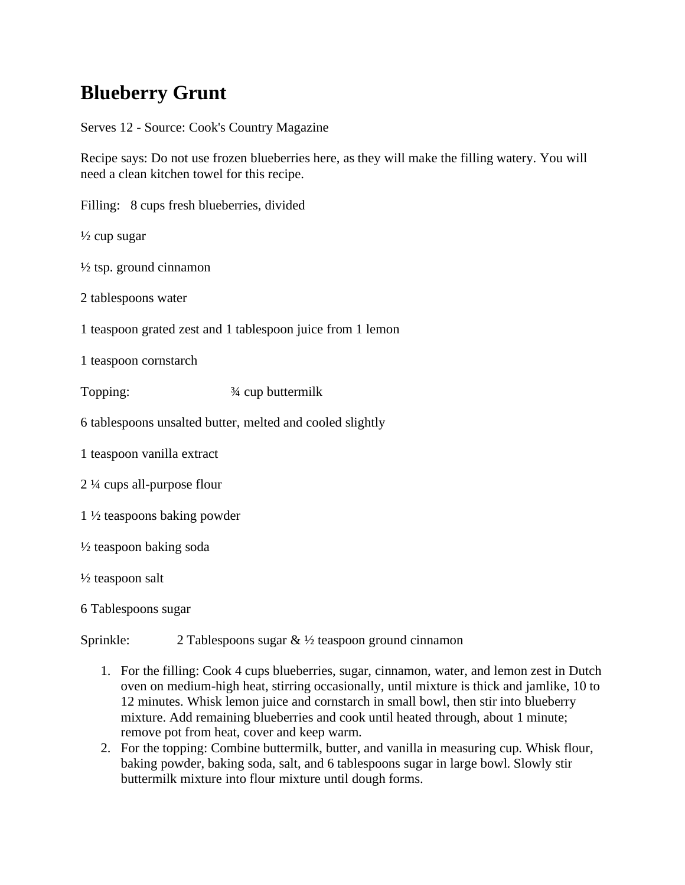# Blueberry Grunt

Serves 12 - Source: Cook's Country Magazine

Recipe says: Do not use frozen blueberries here, as they will make the filling watery. You will need a clean kitchen towel for this recipe.

Filling: 8 cups fresh blueberries, divided

½ cup sugar

½ tsp. ground cinnamon

2 tablespoons water

1 teaspoon grated zest and 1 tablespoon juice from 1 lemon

1 teaspoon cornstarch

Topping: ¾ cup buttermilk

6 tablespoons unsalted butter, melted and cooled slightly

1 teaspoon vanilla extract

2 ¼ cups all-purpose flour

1 ½ teaspoons baking powder

½ teaspoon baking soda

½ teaspoon salt

6 Tablespoons sugar

Sprinkle: 2 Tablespoons sugar & ½ teaspoon ground cinnamon

1. For the filling: Cook 4 cups blueberries, sugar, cinnamon, water, and lemon zest in Dutch oven on medium-high heat, stirring occasionally, until mixture is thick and jamlike, 10 to 12 minutes. Whisk lemon juice and cornstarch in small bowl, then stir into blueberry mixture. Add remaining blueberries and cook until heated through, about 1 minute; remove pot from heat, cover and keep warm.
2. For the topping: Combine buttermilk, butter, and vanilla in measuring cup. Whisk flour, baking powder, baking soda, salt, and 6 tablespoons sugar in large bowl. Slowly stir buttermilk mixture into flour mixture until dough forms.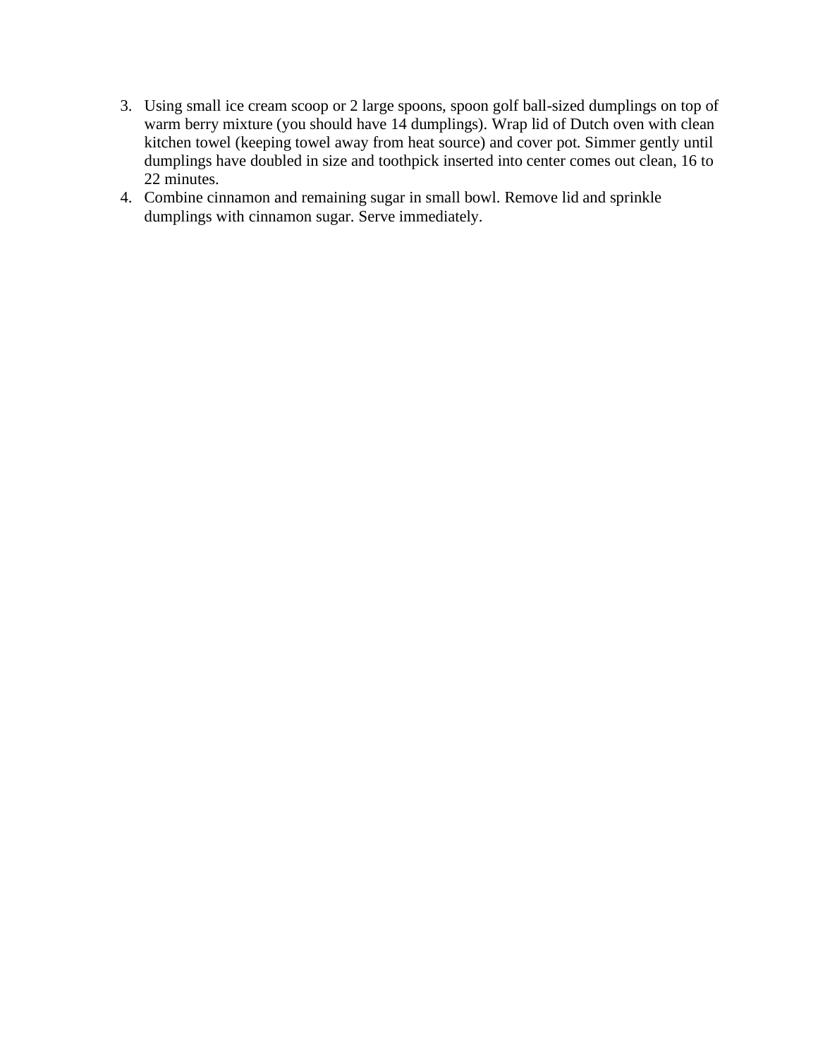3. Using small ice cream scoop or 2 large spoons, spoon golf ball-sized dumplings on top of warm berry mixture (you should have 14 dumplings). Wrap lid of Dutch oven with clean kitchen towel (keeping towel away from heat source) and cover pot. Simmer gently until dumplings have doubled in size and toothpick inserted into center comes out clean, 16 to 22 minutes.
4. Combine cinnamon and remaining sugar in small bowl. Remove lid and sprinkle dumplings with cinnamon sugar. Serve immediately.